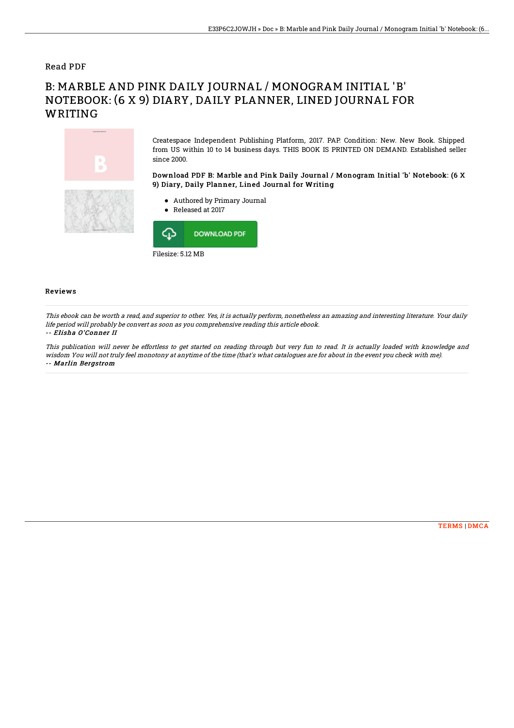Read PDF

# B: MARBLE AND PINK DAILY JOURNAL / MONOGRAM INITIAL 'B' NOTEBOOK: (6 X 9) DIARY, DAILY PLANNER, LINED JOURNAL FOR WRITING

Createspace Independent Publishing Platform, 2017. PAP. Condition: New. New Book. Shipped from US within 10 to 14 business days. THIS BOOK IS PRINTED ON DEMAND. Established seller since 2000.

### Download PDF B: Marble and Pink Daily Journal / Monogram Initial 'b' Notebook: (6 X 9) Diary, Daily Planner, Lined Journal for Writing

- Authored by Primary Journal
- Released at 2017

DOWNLOAD PDF

Filesize: 5.12 MB

## Reviews

*This ebook can be worth a read, and superior to other. Yes, it is actually perform, nonetheless an amazing and interesting literature. Your daily life period will probably be convert as soon as you comprehensive reading this article ebook.*

*-- Elisha O'Conner II*

*This publication will never be effortless to get started on reading through but very fun to read. It is actually loaded with knowledge and wisdom You will not truly feel monotony at anytime of the time (that's what catalogues are for about in the event you check with me).*

*-- Marlin Bergstrom*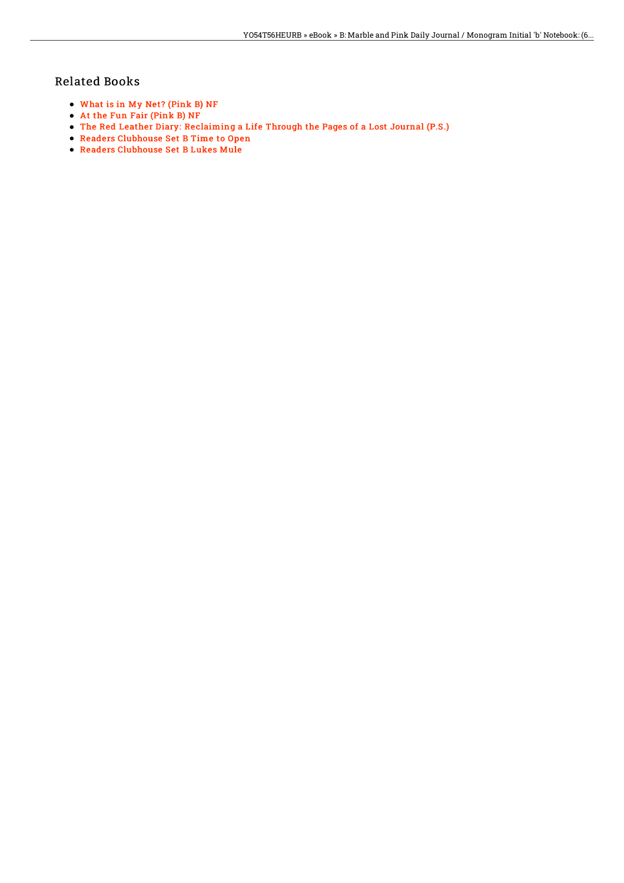## Related Books

- What is in My Net? (Pink B) NF
- At the Fun Fair (Pink B) NF
- The Red Leather Diary: Reclaiming a Life Through the Pages of a Lost Journal (P.S.)
- Readers Clubhouse Set B Time to Open
- Readers Clubhouse Set B Lukes Mule